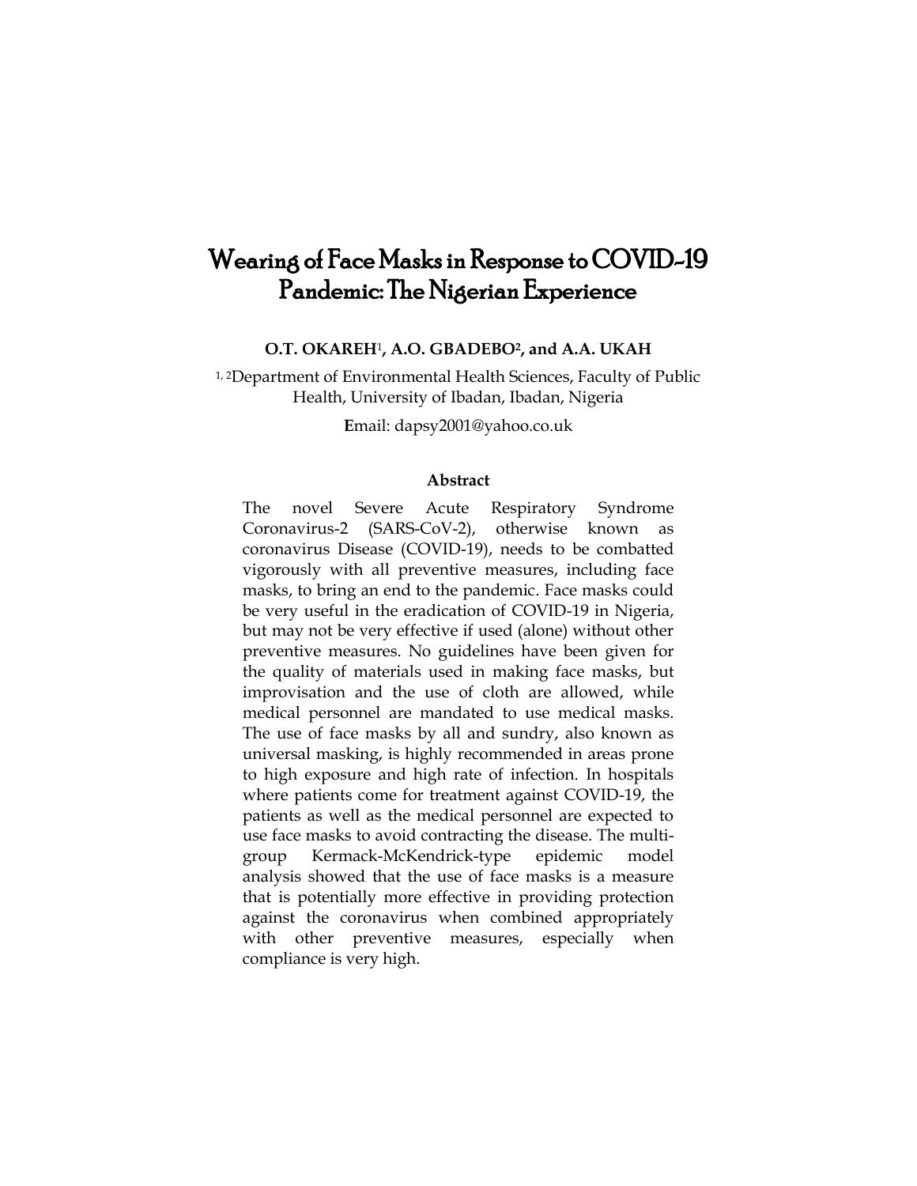# Wearing of Face Masks in Response to COVID-19 Pandemic: The Nigerian Experience

**O.T. OKAREH[1], A.O. GBADEBO[2], and A.A. UKAH**

[1, 2]Department of Environmental Health Sciences, Faculty of Public Health, University of Ibadan, Ibadan, Nigeria

Email: dapsy2001@yahoo.co.uk

## Abstract

The novel Severe Acute Respiratory Syndrome Coronavirus-2 (SARS-CoV-2), otherwise known as coronavirus Disease (COVID-19), needs to be combatted vigorously with all preventive measures, including face masks, to bring an end to the pandemic. Face masks could be very useful in the eradication of COVID-19 in Nigeria, but may not be very effective if used (alone) without other preventive measures. No guidelines have been given for the quality of materials used in making face masks, but improvisation and the use of cloth are allowed, while medical personnel are mandated to use medical masks. The use of face masks by all and sundry, also known as universal masking, is highly recommended in areas prone to high exposure and high rate of infection. In hospitals where patients come for treatment against COVID-19, the patients as well as the medical personnel are expected to use face masks to avoid contracting the disease. The multi-group Kermack-McKendrick-type epidemic model analysis showed that the use of face masks is a measure that is potentially more effective in providing protection against the coronavirus when combined appropriately with other preventive measures, especially when compliance is very high.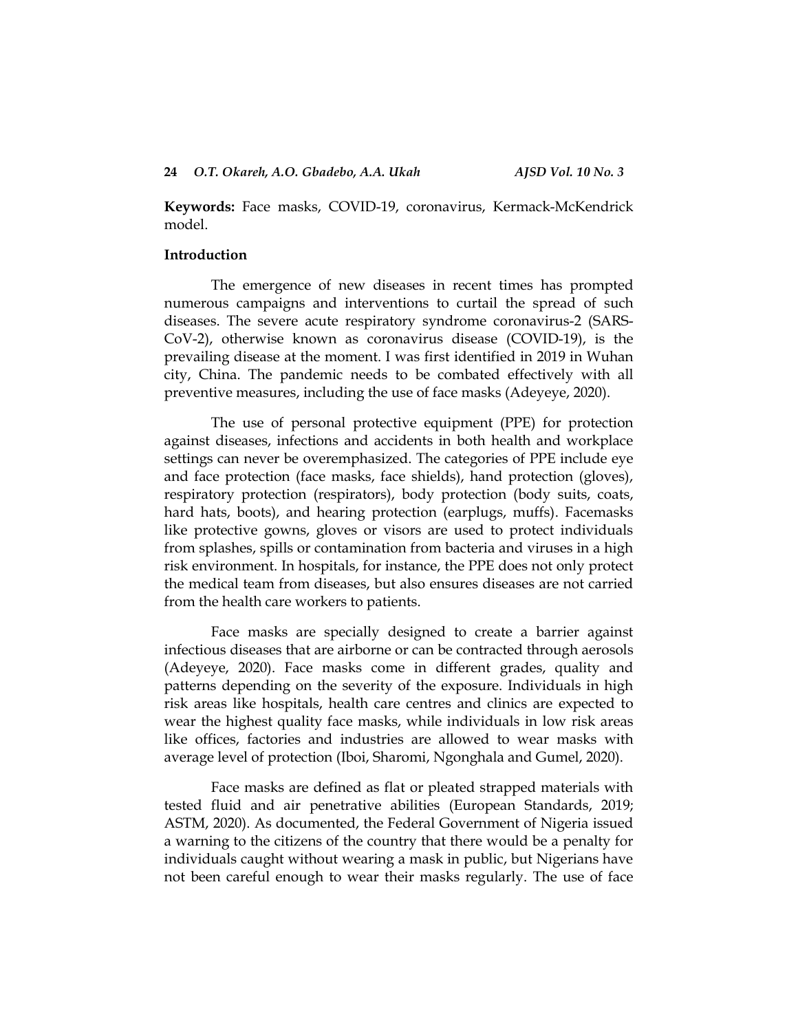**Keywords:** Face masks, COVID-19, coronavirus, Kermack-McKendrick model.

## Introduction

The emergence of new diseases in recent times has prompted numerous campaigns and interventions to curtail the spread of such diseases. The severe acute respiratory syndrome coronavirus-2 (SARS-CoV-2), otherwise known as coronavirus disease (COVID-19), is the prevailing disease at the moment. I was first identified in 2019 in Wuhan city, China. The pandemic needs to be combated effectively with all preventive measures, including the use of face masks (Adeyeye, 2020).

The use of personal protective equipment (PPE) for protection against diseases, infections and accidents in both health and workplace settings can never be overemphasized. The categories of PPE include eye and face protection (face masks, face shields), hand protection (gloves), respiratory protection (respirators), body protection (body suits, coats, hard hats, boots), and hearing protection (earplugs, muffs). Facemasks like protective gowns, gloves or visors are used to protect individuals from splashes, spills or contamination from bacteria and viruses in a high risk environment. In hospitals, for instance, the PPE does not only protect the medical team from diseases, but also ensures diseases are not carried from the health care workers to patients.

Face masks are specially designed to create a barrier against infectious diseases that are airborne or can be contracted through aerosols (Adeyeye, 2020). Face masks come in different grades, quality and patterns depending on the severity of the exposure. Individuals in high risk areas like hospitals, health care centres and clinics are expected to wear the highest quality face masks, while individuals in low risk areas like offices, factories and industries are allowed to wear masks with average level of protection (Iboi, Sharomi, Ngonghala and Gumel, 2020).

Face masks are defined as flat or pleated strapped materials with tested fluid and air penetrative abilities (European Standards, 2019; ASTM, 2020). As documented, the Federal Government of Nigeria issued a warning to the citizens of the country that there would be a penalty for individuals caught without wearing a mask in public, but Nigerians have not been careful enough to wear their masks regularly. The use of face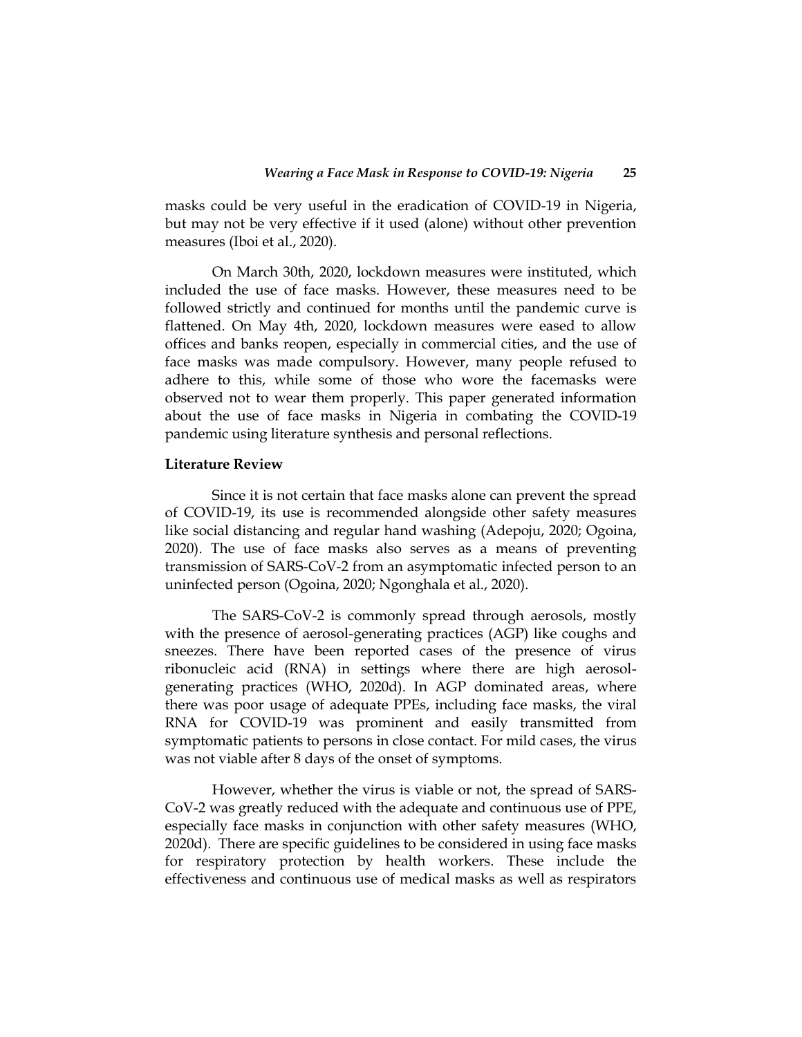masks could be very useful in the eradication of COVID-19 in Nigeria, but may not be very effective if it used (alone) without other prevention measures (Iboi et al., 2020).

On March 30th, 2020, lockdown measures were instituted, which included the use of face masks. However, these measures need to be followed strictly and continued for months until the pandemic curve is flattened. On May 4th, 2020, lockdown measures were eased to allow offices and banks reopen, especially in commercial cities, and the use of face masks was made compulsory. However, many people refused to adhere to this, while some of those who wore the facemasks were observed not to wear them properly. This paper generated information about the use of face masks in Nigeria in combating the COVID-19 pandemic using literature synthesis and personal reflections.

## Literature Review

Since it is not certain that face masks alone can prevent the spread of COVID-19, its use is recommended alongside other safety measures like social distancing and regular hand washing (Adepoju, 2020; Ogoina, 2020). The use of face masks also serves as a means of preventing transmission of SARS-CoV-2 from an asymptomatic infected person to an uninfected person (Ogoina, 2020; Ngonghala et al., 2020).

The SARS-CoV-2 is commonly spread through aerosols, mostly with the presence of aerosol-generating practices (AGP) like coughs and sneezes. There have been reported cases of the presence of virus ribonucleic acid (RNA) in settings where there are high aerosol-generating practices (WHO, 2020d). In AGP dominated areas, where there was poor usage of adequate PPEs, including face masks, the viral RNA for COVID-19 was prominent and easily transmitted from symptomatic patients to persons in close contact. For mild cases, the virus was not viable after 8 days of the onset of symptoms.

However, whether the virus is viable or not, the spread of SARS-CoV-2 was greatly reduced with the adequate and continuous use of PPE, especially face masks in conjunction with other safety measures (WHO, 2020d). There are specific guidelines to be considered in using face masks for respiratory protection by health workers. These include the effectiveness and continuous use of medical masks as well as respirators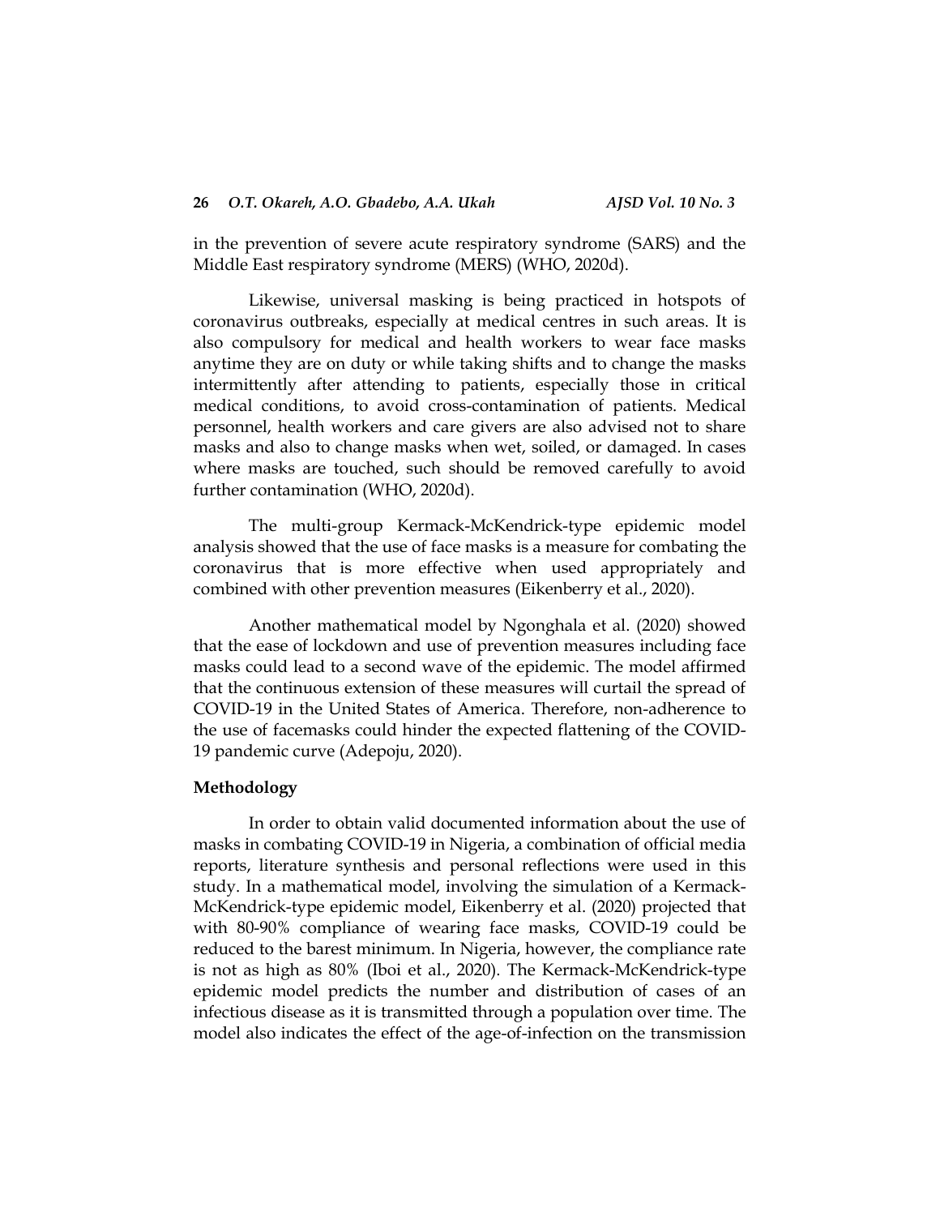in the prevention of severe acute respiratory syndrome (SARS) and the Middle East respiratory syndrome (MERS) (WHO, 2020d).

Likewise, universal masking is being practiced in hotspots of coronavirus outbreaks, especially at medical centres in such areas. It is also compulsory for medical and health workers to wear face masks anytime they are on duty or while taking shifts and to change the masks intermittently after attending to patients, especially those in critical medical conditions, to avoid cross-contamination of patients. Medical personnel, health workers and care givers are also advised not to share masks and also to change masks when wet, soiled, or damaged. In cases where masks are touched, such should be removed carefully to avoid further contamination (WHO, 2020d).

The multi-group Kermack-McKendrick-type epidemic model analysis showed that the use of face masks is a measure for combating the coronavirus that is more effective when used appropriately and combined with other prevention measures (Eikenberry et al., 2020).

Another mathematical model by Ngonghala et al. (2020) showed that the ease of lockdown and use of prevention measures including face masks could lead to a second wave of the epidemic. The model affirmed that the continuous extension of these measures will curtail the spread of COVID-19 in the United States of America. Therefore, non-adherence to the use of facemasks could hinder the expected flattening of the COVID-19 pandemic curve (Adepoju, 2020).

## Methodology

In order to obtain valid documented information about the use of masks in combating COVID-19 in Nigeria, a combination of official media reports, literature synthesis and personal reflections were used in this study. In a mathematical model, involving the simulation of a Kermack-McKendrick-type epidemic model, Eikenberry et al. (2020) projected that with 80-90% compliance of wearing face masks, COVID-19 could be reduced to the barest minimum. In Nigeria, however, the compliance rate is not as high as 80% (Iboi et al., 2020). The Kermack-McKendrick-type epidemic model predicts the number and distribution of cases of an infectious disease as it is transmitted through a population over time. The model also indicates the effect of the age-of-infection on the transmission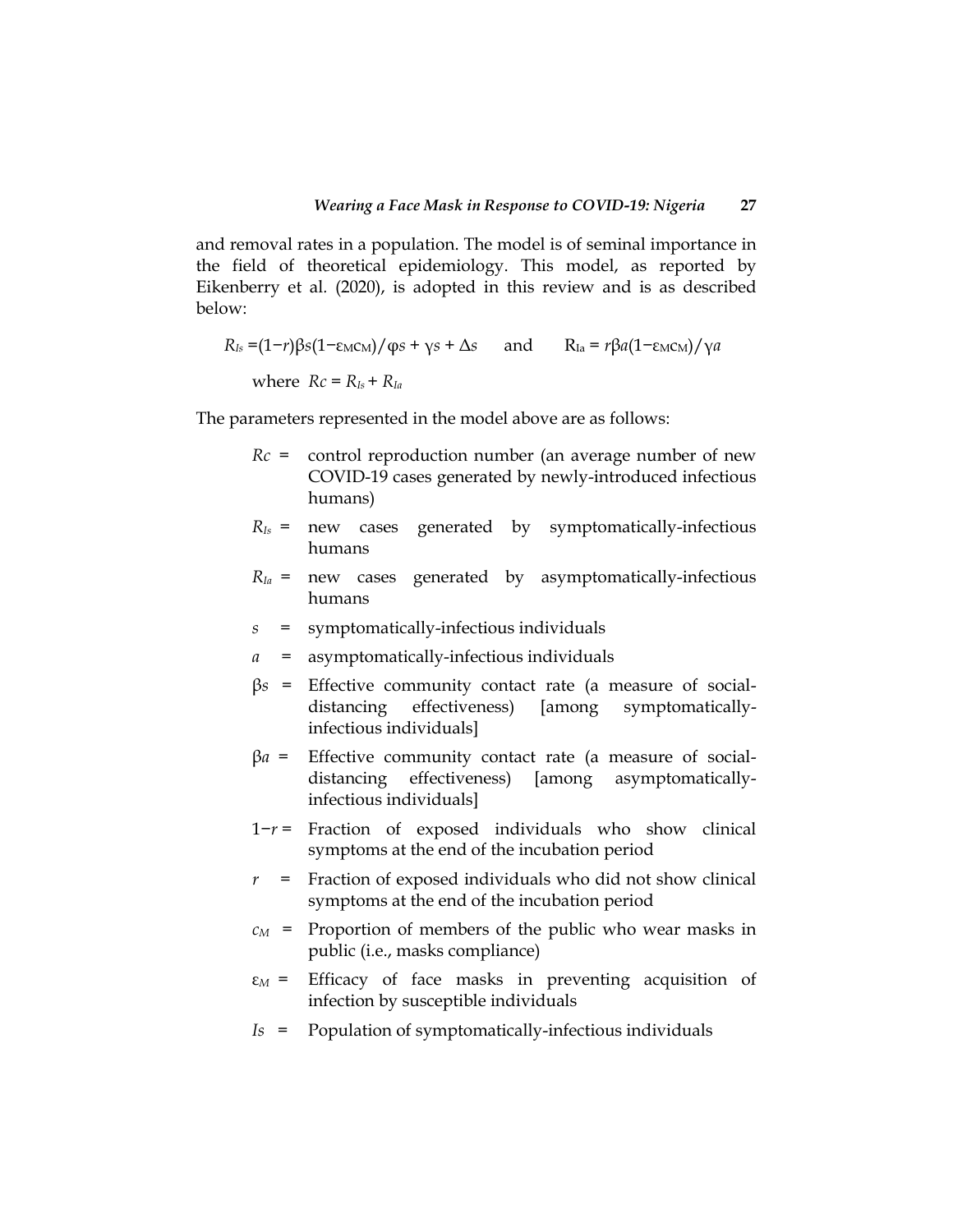and removal rates in a population. The model is of seminal importance in the field of theoretical epidemiology. This model, as reported by Eikenberry et al. (2020), is adopted in this review and is as described below:

$$R_{Is} = (1-r)\beta s(1-\varepsilon_M c_M)/\varphi s + \gamma s + \Delta s \quad \text{and} \quad R_{Ia} = r\beta a(1-\varepsilon_M c_M)/\gamma a$$

where $Rc = R_{Is} + R_{Ia}$

The parameters represented in the model above are as follows:

- $Rc$ = control reproduction number (an average number of new COVID-19 cases generated by newly-introduced infectious humans)
- $R_{Is}$ = new cases generated by symptomatically-infectious humans
- $R_{Ia}$ = new cases generated by asymptomatically-infectious humans
- $s$ = symptomatically-infectious individuals
- $a$ = asymptomatically-infectious individuals
- $\beta s$ = Effective community contact rate (a measure of social-distancing effectiveness) [among symptomatically-infectious individuals]
- $\beta a$ = Effective community contact rate (a measure of social-distancing effectiveness) [among asymptomatically-infectious individuals]
- $1-r$ = Fraction of exposed individuals who show clinical symptoms at the end of the incubation period
- $r$ = Fraction of exposed individuals who did not show clinical symptoms at the end of the incubation period
- $c_M$ = Proportion of members of the public who wear masks in public (i.e., masks compliance)
- $\varepsilon_M$ = Efficacy of face masks in preventing acquisition of infection by susceptible individuals
- $Is$ = Population of symptomatically-infectious individuals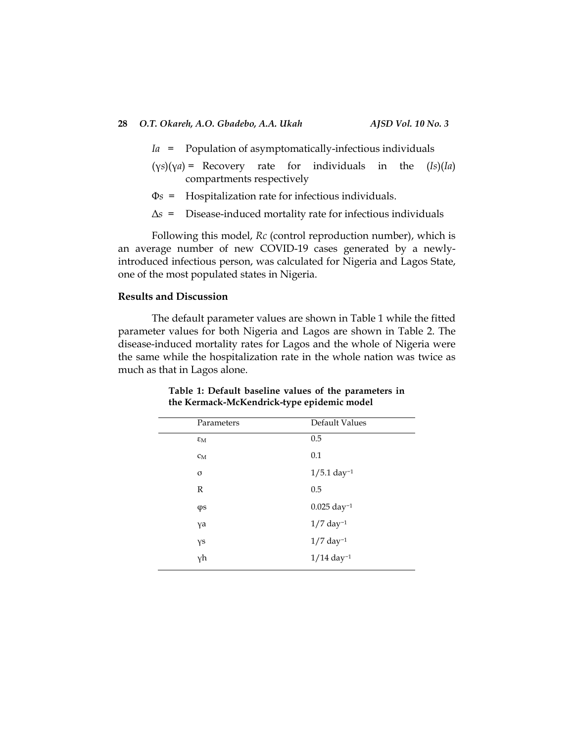$Ia$ = Population of asymptomatically-infectious individuals

$(\gamma s)(\gamma a)$ = Recovery rate for individuals in the $(Is)(Ia)$ compartments respectively

$\Phi s$ = Hospitalization rate for infectious individuals.

$\Delta s$ = Disease-induced mortality rate for infectious individuals

Following this model, *Rc* (control reproduction number), which is an average number of new COVID-19 cases generated by a newly-introduced infectious person, was calculated for Nigeria and Lagos State, one of the most populated states in Nigeria.

## Results and Discussion

The default parameter values are shown in Table 1 while the fitted parameter values for both Nigeria and Lagos are shown in Table 2. The disease-induced mortality rates for Lagos and the whole of Nigeria were the same while the hospitalization rate in the whole nation was twice as much as that in Lagos alone.

**Table 1: Default baseline values of the parameters in the Kermack-McKendrick-type epidemic model**

| Parameters | Default Values |
|---|---|
| $\varepsilon_M$ | 0.5 |
| $c_M$ | 0.1 |
| $\sigma$ | $1/5.1$ day$^{-1}$ |
| R | 0.5 |
| $\varphi s$ | 0.025 day$^{-1}$ |
| $\gamma a$ | $1/7$ day$^{-1}$ |
| $\gamma s$ | $1/7$ day$^{-1}$ |
| $\gamma h$ | $1/14$ day$^{-1}$ |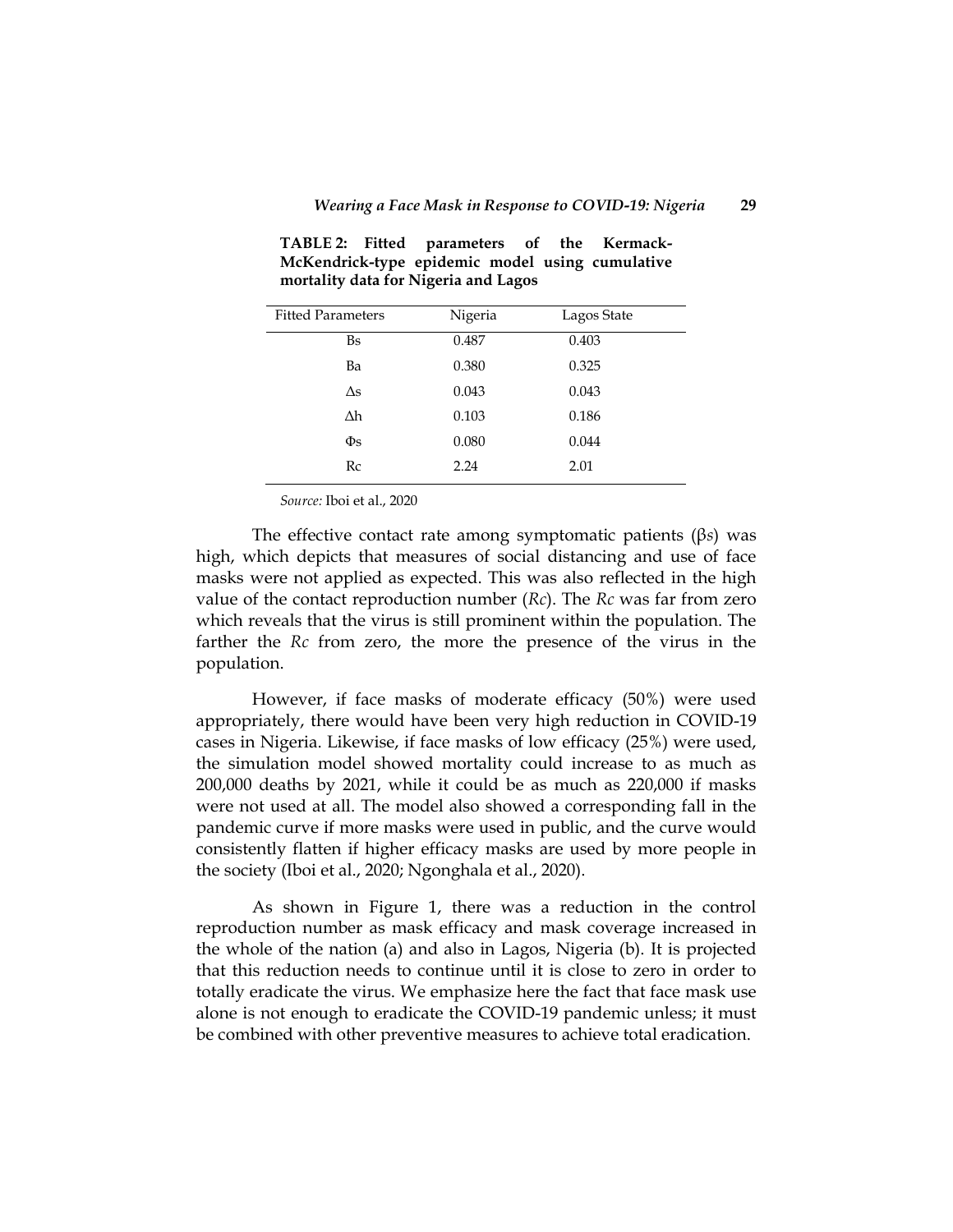**TABLE 2: Fitted parameters of the Kermack-McKendrick-type epidemic model using cumulative mortality data for Nigeria and Lagos**

| Fitted Parameters | Nigeria | Lagos State |
|---|---|---|
| Bs | 0.487 | 0.403 |
| Ba | 0.380 | 0.325 |
| ∆s | 0.043 | 0.043 |
| ∆h | 0.103 | 0.186 |
| Φs | 0.080 | 0.044 |
| Rc | 2.24 | 2.01 |

*Source:* Iboi et al., 2020

The effective contact rate among symptomatic patients ($\beta s$) was high, which depicts that measures of social distancing and use of face masks were not applied as expected. This was also reflected in the high value of the contact reproduction number (*Rc*). The *Rc* was far from zero which reveals that the virus is still prominent within the population. The farther the *Rc* from zero, the more the presence of the virus in the population.

However, if face masks of moderate efficacy (50%) were used appropriately, there would have been very high reduction in COVID-19 cases in Nigeria. Likewise, if face masks of low efficacy (25%) were used, the simulation model showed mortality could increase to as much as 200,000 deaths by 2021, while it could be as much as 220,000 if masks were not used at all. The model also showed a corresponding fall in the pandemic curve if more masks were used in public, and the curve would consistently flatten if higher efficacy masks are used by more people in the society (Iboi et al., 2020; Ngonghala et al., 2020).

As shown in Figure 1, there was a reduction in the control reproduction number as mask efficacy and mask coverage increased in the whole of the nation (a) and also in Lagos, Nigeria (b). It is projected that this reduction needs to continue until it is close to zero in order to totally eradicate the virus. We emphasize here the fact that face mask use alone is not enough to eradicate the COVID-19 pandemic unless; it must be combined with other preventive measures to achieve total eradication.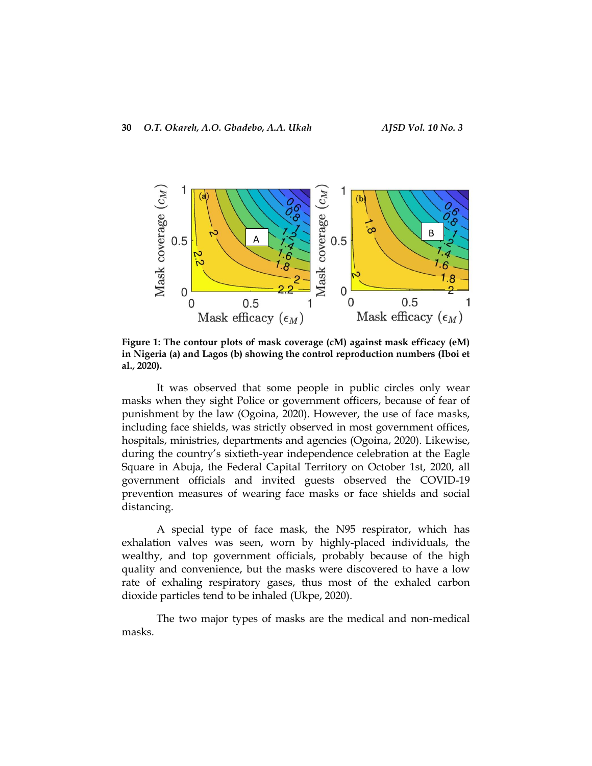**Figure 1: The contour plots of mask coverage (cM) against mask efficacy (eM) in Nigeria (a) and Lagos (b) showing the control reproduction numbers (Iboi et al., 2020).**

It was observed that some people in public circles only wear masks when they sight Police or government officers, because of fear of punishment by the law (Ogoina, 2020). However, the use of face masks, including face shields, was strictly observed in most government offices, hospitals, ministries, departments and agencies (Ogoina, 2020). Likewise, during the country's sixtieth-year independence celebration at the Eagle Square in Abuja, the Federal Capital Territory on October 1st, 2020, all government officials and invited guests observed the COVID-19 prevention measures of wearing face masks or face shields and social distancing.

A special type of face mask, the N95 respirator, which has exhalation valves was seen, worn by highly-placed individuals, the wealthy, and top government officials, probably because of the high quality and convenience, but the masks were discovered to have a low rate of exhaling respiratory gases, thus most of the exhaled carbon dioxide particles tend to be inhaled (Ukpe, 2020).

The two major types of masks are the medical and non-medical masks.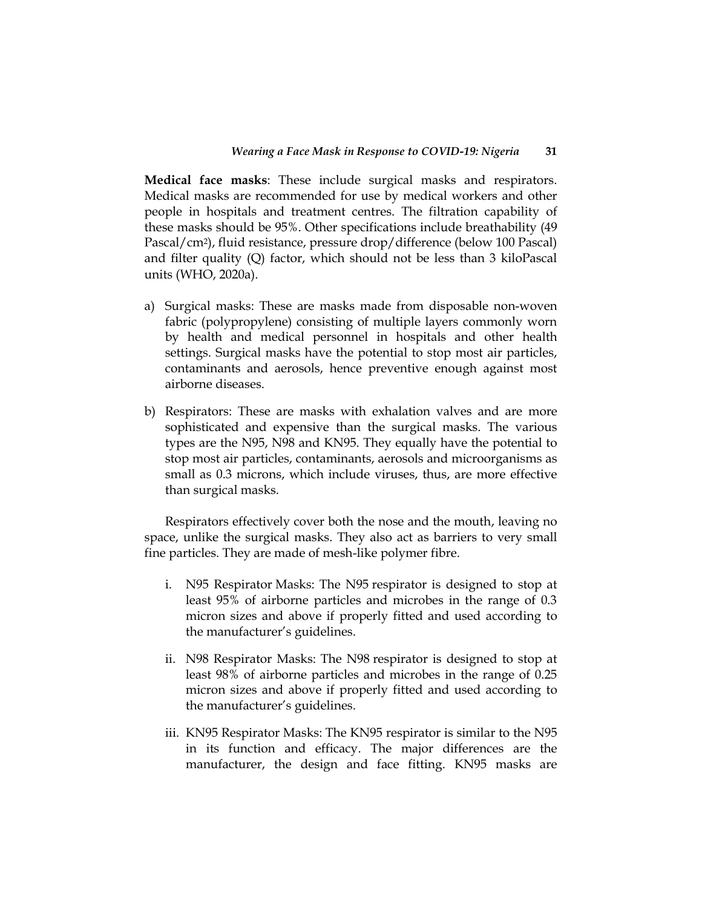**Medical face masks**: These include surgical masks and respirators. Medical masks are recommended for use by medical workers and other people in hospitals and treatment centres. The filtration capability of these masks should be 95%. Other specifications include breathability (49 Pascal/$cm^2$), fluid resistance, pressure drop/difference (below 100 Pascal) and filter quality (Q) factor, which should not be less than 3 kiloPascal units (WHO, 2020a).

a) Surgical masks: These are masks made from disposable non-woven fabric (polypropylene) consisting of multiple layers commonly worn by health and medical personnel in hospitals and other health settings. Surgical masks have the potential to stop most air particles, contaminants and aerosols, hence preventive enough against most airborne diseases.

b) Respirators: These are masks with exhalation valves and are more sophisticated and expensive than the surgical masks. The various types are the N95, N98 and KN95. They equally have the potential to stop most air particles, contaminants, aerosols and microorganisms as small as 0.3 microns, which include viruses, thus, are more effective than surgical masks.

Respirators effectively cover both the nose and the mouth, leaving no space, unlike the surgical masks. They also act as barriers to very small fine particles. They are made of mesh-like polymer fibre.

i. N95 Respirator Masks: The N95 respirator is designed to stop at least 95% of airborne particles and microbes in the range of 0.3 micron sizes and above if properly fitted and used according to the manufacturer's guidelines.

ii. N98 Respirator Masks: The N98 respirator is designed to stop at least 98% of airborne particles and microbes in the range of 0.25 micron sizes and above if properly fitted and used according to the manufacturer's guidelines.

iii. KN95 Respirator Masks: The KN95 respirator is similar to the N95 in its function and efficacy. The major differences are the manufacturer, the design and face fitting. KN95 masks are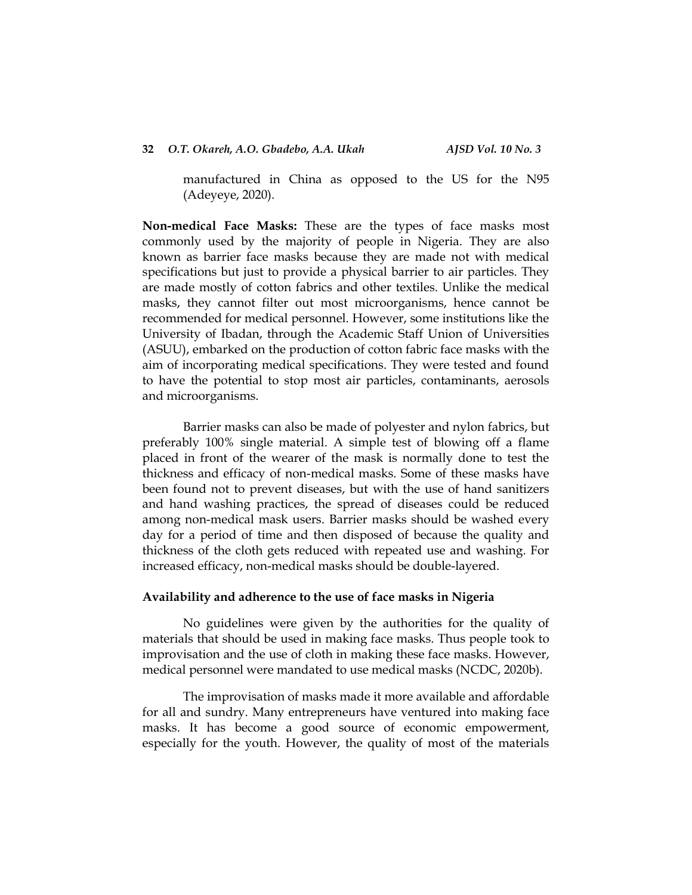manufactured in China as opposed to the US for the N95 (Adeyeye, 2020).

**Non-medical Face Masks:** These are the types of face masks most commonly used by the majority of people in Nigeria. They are also known as barrier face masks because they are made not with medical specifications but just to provide a physical barrier to air particles. They are made mostly of cotton fabrics and other textiles. Unlike the medical masks, they cannot filter out most microorganisms, hence cannot be recommended for medical personnel. However, some institutions like the University of Ibadan, through the Academic Staff Union of Universities (ASUU), embarked on the production of cotton fabric face masks with the aim of incorporating medical specifications. They were tested and found to have the potential to stop most air particles, contaminants, aerosols and microorganisms.

Barrier masks can also be made of polyester and nylon fabrics, but preferably 100% single material. A simple test of blowing off a flame placed in front of the wearer of the mask is normally done to test the thickness and efficacy of non-medical masks. Some of these masks have been found not to prevent diseases, but with the use of hand sanitizers and hand washing practices, the spread of diseases could be reduced among non-medical mask users. Barrier masks should be washed every day for a period of time and then disposed of because the quality and thickness of the cloth gets reduced with repeated use and washing. For increased efficacy, non-medical masks should be double-layered.

### Availability and adherence to the use of face masks in Nigeria

No guidelines were given by the authorities for the quality of materials that should be used in making face masks. Thus people took to improvisation and the use of cloth in making these face masks. However, medical personnel were mandated to use medical masks (NCDC, 2020b).

The improvisation of masks made it more available and affordable for all and sundry. Many entrepreneurs have ventured into making face masks. It has become a good source of economic empowerment, especially for the youth. However, the quality of most of the materials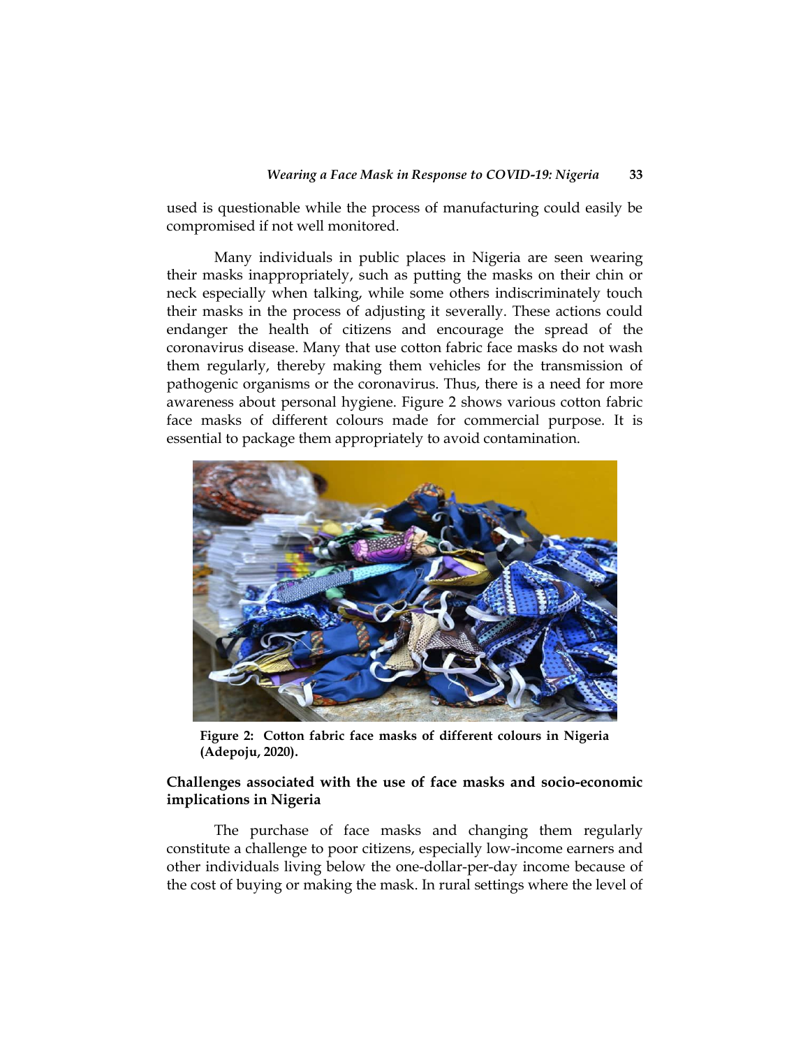used is questionable while the process of manufacturing could easily be compromised if not well monitored.

Many individuals in public places in Nigeria are seen wearing their masks inappropriately, such as putting the masks on their chin or neck especially when talking, while some others indiscriminately touch their masks in the process of adjusting it severally. These actions could endanger the health of citizens and encourage the spread of the coronavirus disease. Many that use cotton fabric face masks do not wash them regularly, thereby making them vehicles for the transmission of pathogenic organisms or the coronavirus. Thus, there is a need for more awareness about personal hygiene. Figure 2 shows various cotton fabric face masks of different colours made for commercial purpose. It is essential to package them appropriately to avoid contamination.

**Figure 2: Cotton fabric face masks of different colours in Nigeria (Adepoju, 2020).**

## Challenges associated with the use of face masks and socio-economic implications in Nigeria

The purchase of face masks and changing them regularly constitute a challenge to poor citizens, especially low-income earners and other individuals living below the one-dollar-per-day income because of the cost of buying or making the mask. In rural settings where the level of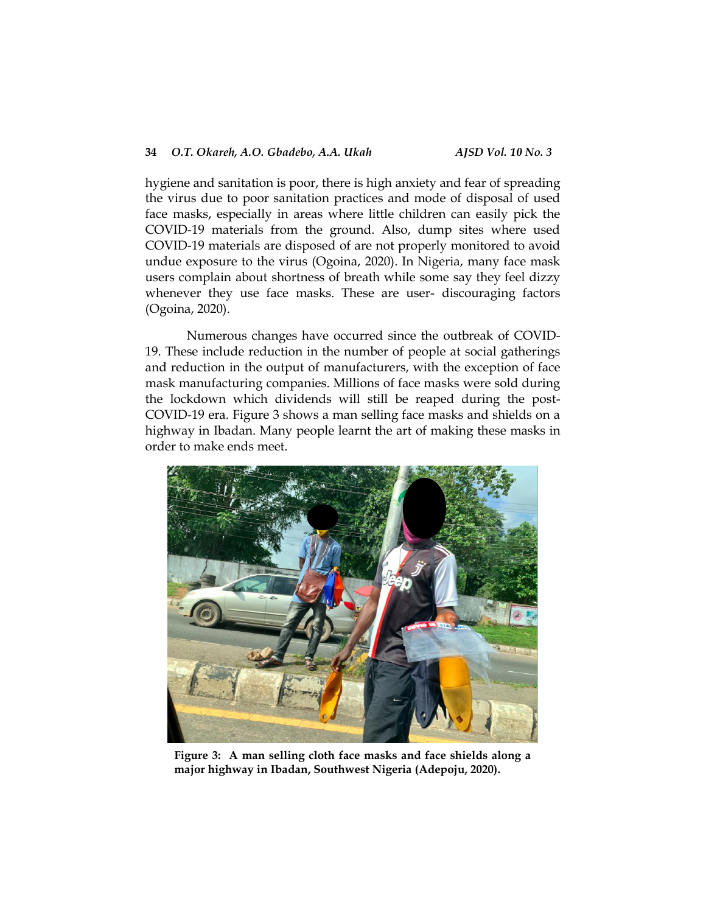hygiene and sanitation is poor, there is high anxiety and fear of spreading the virus due to poor sanitation practices and mode of disposal of used face masks, especially in areas where little children can easily pick the COVID-19 materials from the ground. Also, dump sites where used COVID-19 materials are disposed of are not properly monitored to avoid undue exposure to the virus (Ogoina, 2020). In Nigeria, many face mask users complain about shortness of breath while some say they feel dizzy whenever they use face masks. These are user- discouraging factors (Ogoina, 2020).

Numerous changes have occurred since the outbreak of COVID-19. These include reduction in the number of people at social gatherings and reduction in the output of manufacturers, with the exception of face mask manufacturing companies. Millions of face masks were sold during the lockdown which dividends will still be reaped during the post-COVID-19 era. Figure 3 shows a man selling face masks and shields on a highway in Ibadan. Many people learnt the art of making these masks in order to make ends meet.

**Figure 3: A man selling cloth face masks and face shields along a major highway in Ibadan, Southwest Nigeria (Adepoju, 2020).**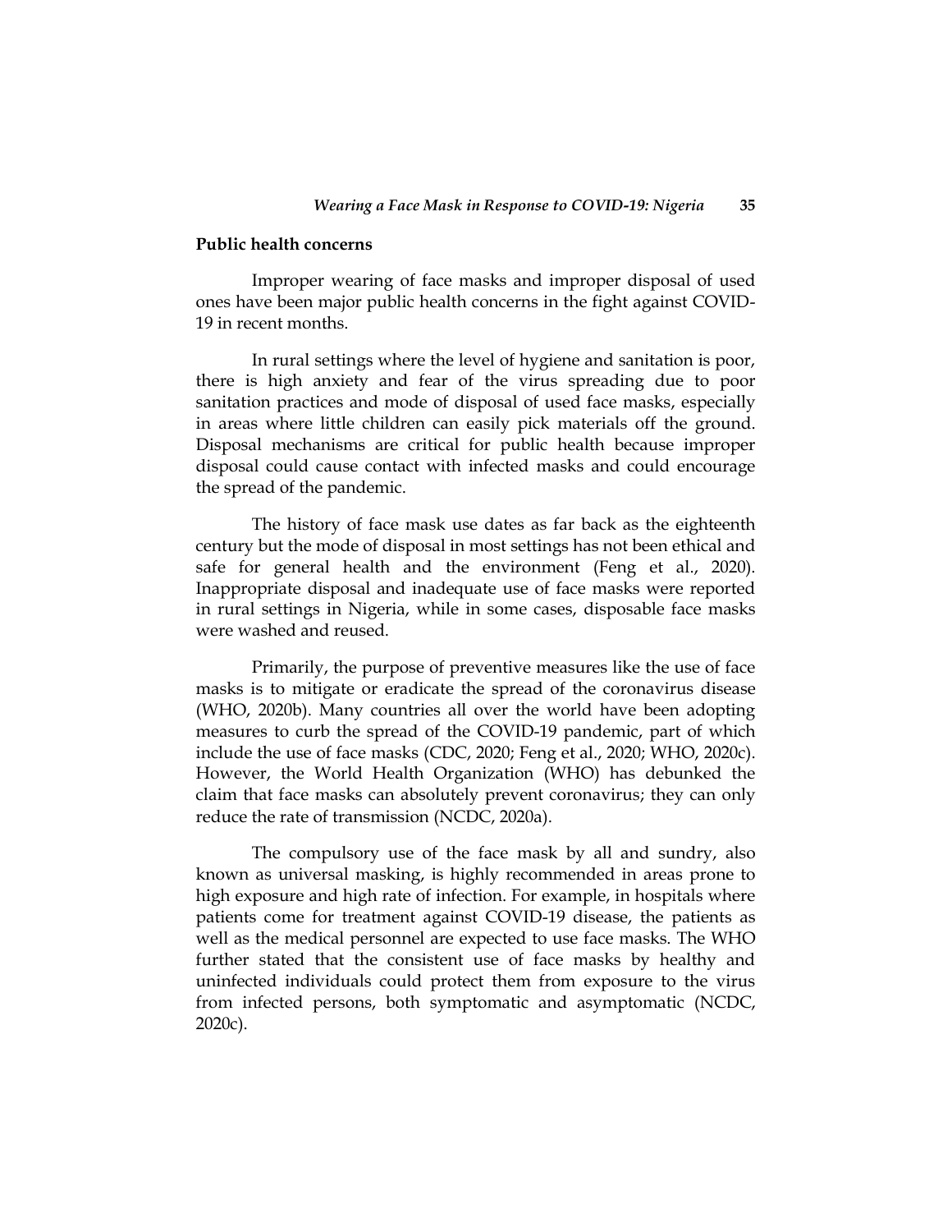## Public health concerns

Improper wearing of face masks and improper disposal of used ones have been major public health concerns in the fight against COVID-19 in recent months.

In rural settings where the level of hygiene and sanitation is poor, there is high anxiety and fear of the virus spreading due to poor sanitation practices and mode of disposal of used face masks, especially in areas where little children can easily pick materials off the ground. Disposal mechanisms are critical for public health because improper disposal could cause contact with infected masks and could encourage the spread of the pandemic.

The history of face mask use dates as far back as the eighteenth century but the mode of disposal in most settings has not been ethical and safe for general health and the environment (Feng et al., 2020). Inappropriate disposal and inadequate use of face masks were reported in rural settings in Nigeria, while in some cases, disposable face masks were washed and reused.

Primarily, the purpose of preventive measures like the use of face masks is to mitigate or eradicate the spread of the coronavirus disease (WHO, 2020b). Many countries all over the world have been adopting measures to curb the spread of the COVID-19 pandemic, part of which include the use of face masks (CDC, 2020; Feng et al., 2020; WHO, 2020c). However, the World Health Organization (WHO) has debunked the claim that face masks can absolutely prevent coronavirus; they can only reduce the rate of transmission (NCDC, 2020a).

The compulsory use of the face mask by all and sundry, also known as universal masking, is highly recommended in areas prone to high exposure and high rate of infection. For example, in hospitals where patients come for treatment against COVID-19 disease, the patients as well as the medical personnel are expected to use face masks. The WHO further stated that the consistent use of face masks by healthy and uninfected individuals could protect them from exposure to the virus from infected persons, both symptomatic and asymptomatic (NCDC, 2020c).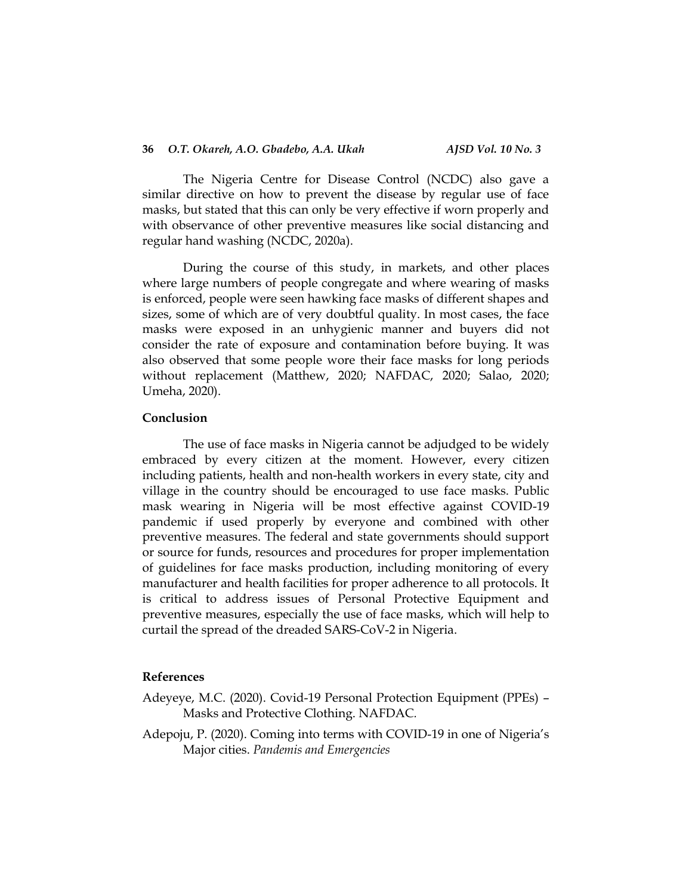The Nigeria Centre for Disease Control (NCDC) also gave a similar directive on how to prevent the disease by regular use of face masks, but stated that this can only be very effective if worn properly and with observance of other preventive measures like social distancing and regular hand washing (NCDC, 2020a).

During the course of this study, in markets, and other places where large numbers of people congregate and where wearing of masks is enforced, people were seen hawking face masks of different shapes and sizes, some of which are of very doubtful quality. In most cases, the face masks were exposed in an unhygienic manner and buyers did not consider the rate of exposure and contamination before buying. It was also observed that some people wore their face masks for long periods without replacement (Matthew, 2020; NAFDAC, 2020; Salao, 2020; Umeha, 2020).

## Conclusion

The use of face masks in Nigeria cannot be adjudged to be widely embraced by every citizen at the moment. However, every citizen including patients, health and non-health workers in every state, city and village in the country should be encouraged to use face masks. Public mask wearing in Nigeria will be most effective against COVID-19 pandemic if used properly by everyone and combined with other preventive measures. The federal and state governments should support or source for funds, resources and procedures for proper implementation of guidelines for face masks production, including monitoring of every manufacturer and health facilities for proper adherence to all protocols. It is critical to address issues of Personal Protective Equipment and preventive measures, especially the use of face masks, which will help to curtail the spread of the dreaded SARS-CoV-2 in Nigeria.

## References

Adeyeye, M.C. (2020). Covid-19 Personal Protection Equipment (PPEs) – Masks and Protective Clothing. NAFDAC.

Adepoju, P. (2020). Coming into terms with COVID-19 in one of Nigeria's Major cities. *Pandemis and Emergencies*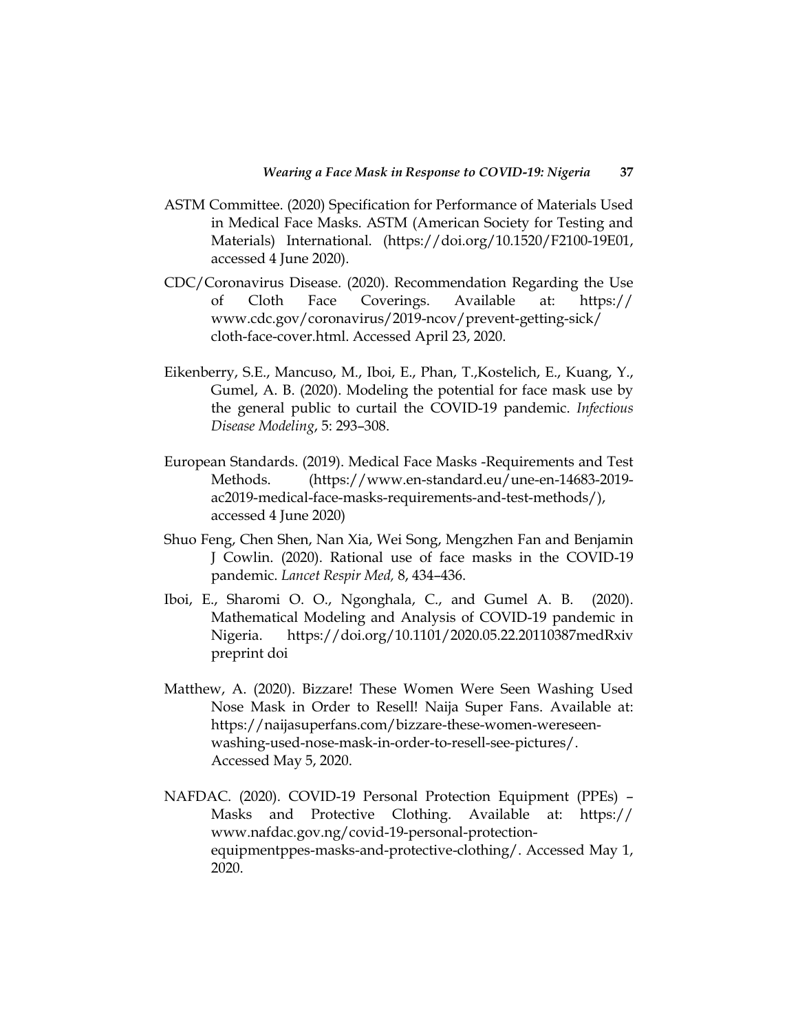ASTM Committee. (2020) Specification for Performance of Materials Used in Medical Face Masks. ASTM (American Society for Testing and Materials) International. (https://doi.org/10.1520/F2100-19E01, accessed 4 June 2020).

CDC/Coronavirus Disease. (2020). Recommendation Regarding the Use of Cloth Face Coverings. Available at: https://www.cdc.gov/coronavirus/2019-ncov/prevent-getting-sick/cloth-face-cover.html. Accessed April 23, 2020.

Eikenberry, S.E., Mancuso, M., Iboi, E., Phan, T.,Kostelich, E., Kuang, Y., Gumel, A. B. (2020). Modeling the potential for face mask use by the general public to curtail the COVID-19 pandemic. *Infectious Disease Modeling*, 5: 293–308.

European Standards. (2019). Medical Face Masks -Requirements and Test Methods. (https://www.en-standard.eu/une-en-14683-2019-ac2019-medical-face-masks-requirements-and-test-methods/), accessed 4 June 2020)

Shuo Feng, Chen Shen, Nan Xia, Wei Song, Mengzhen Fan and Benjamin J Cowlin. (2020). Rational use of face masks in the COVID-19 pandemic. *Lancet Respir Med,* 8, 434–436.

Iboi, E., Sharomi O. O., Ngonghala, C., and Gumel A. B. (2020). Mathematical Modeling and Analysis of COVID-19 pandemic in Nigeria. https://doi.org/10.1101/2020.05.22.20110387medRxiv preprint doi

Matthew, A. (2020). Bizzare! These Women Were Seen Washing Used Nose Mask in Order to Resell! Naija Super Fans. Available at: https://naijasuperfans.com/bizzare-these-women-wereseen-washing-used-nose-mask-in-order-to-resell-see-pictures/. Accessed May 5, 2020.

NAFDAC. (2020). COVID-19 Personal Protection Equipment (PPEs) – Masks and Protective Clothing. Available at: https://www.nafdac.gov.ng/covid-19-personal-protection-equipmentppes-masks-and-protective-clothing/. Accessed May 1, 2020.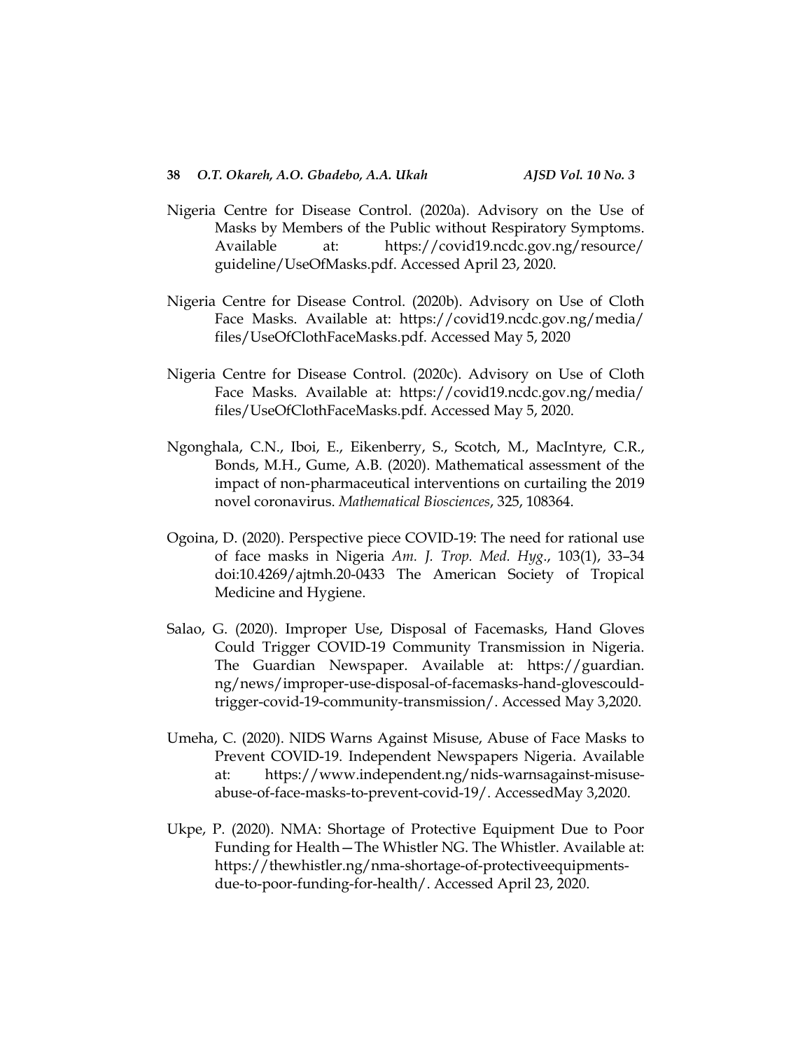Nigeria Centre for Disease Control. (2020a). Advisory on the Use of Masks by Members of the Public without Respiratory Symptoms. Available at: https://covid19.ncdc.gov.ng/resource/guideline/UseOfMasks.pdf. Accessed April 23, 2020.

Nigeria Centre for Disease Control. (2020b). Advisory on Use of Cloth Face Masks. Available at: https://covid19.ncdc.gov.ng/media/files/UseOfClothFaceMasks.pdf. Accessed May 5, 2020

Nigeria Centre for Disease Control. (2020c). Advisory on Use of Cloth Face Masks. Available at: https://covid19.ncdc.gov.ng/media/files/UseOfClothFaceMasks.pdf. Accessed May 5, 2020.

Ngonghala, C.N., Iboi, E., Eikenberry, S., Scotch, M., MacIntyre, C.R., Bonds, M.H., Gume, A.B. (2020). Mathematical assessment of the impact of non-pharmaceutical interventions on curtailing the 2019 novel coronavirus. *Mathematical Biosciences*, 325, 108364.

Ogoina, D. (2020). Perspective piece COVID-19: The need for rational use of face masks in Nigeria *Am. J. Trop. Med. Hyg*., 103(1), 33–34 doi:10.4269/ajtmh.20-0433 The American Society of Tropical Medicine and Hygiene.

Salao, G. (2020). Improper Use, Disposal of Facemasks, Hand Gloves Could Trigger COVID-19 Community Transmission in Nigeria. The Guardian Newspaper. Available at: https://guardian.ng/news/improper-use-disposal-of-facemasks-hand-glovescould-trigger-covid-19-community-transmission/. Accessed May 3,2020.

Umeha, C. (2020). NIDS Warns Against Misuse, Abuse of Face Masks to Prevent COVID-19. Independent Newspapers Nigeria. Available at: https://www.independent.ng/nids-warnsagainst-misuse-abuse-of-face-masks-to-prevent-covid-19/. AccessedMay 3,2020.

Ukpe, P. (2020). NMA: Shortage of Protective Equipment Due to Poor Funding for Health—The Whistler NG. The Whistler. Available at: https://thewhistler.ng/nma-shortage-of-protectiveequipments-due-to-poor-funding-for-health/. Accessed April 23, 2020.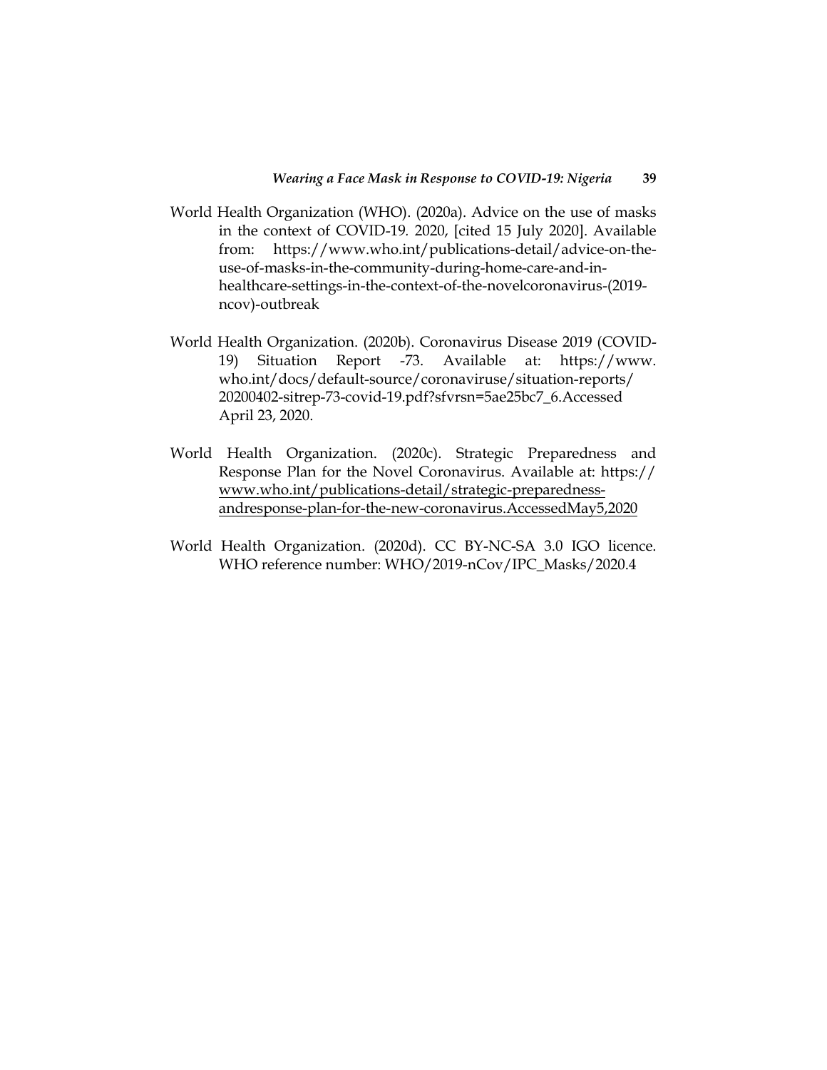World Health Organization (WHO). (2020a). Advice on the use of masks in the context of COVID-19. 2020, [cited 15 July 2020]. Available from: https://www.who.int/publications-detail/advice-on-the-use-of-masks-in-the-community-during-home-care-and-in-healthcare-settings-in-the-context-of-the-novelcoronavirus-(2019-ncov)-outbreak

World Health Organization. (2020b). Coronavirus Disease 2019 (COVID-19) Situation Report -73. Available at: https://www.who.int/docs/default-source/coronaviruse/situation-reports/20200402-sitrep-73-covid-19.pdf?sfvrsn=5ae25bc7_6.Accessed April 23, 2020.

World Health Organization. (2020c). Strategic Preparedness and Response Plan for the Novel Coronavirus. Available at: https://www.who.int/publications-detail/strategic-preparedness-andresponse-plan-for-the-new-coronavirus.AccessedMay5,2020

World Health Organization. (2020d). CC BY-NC-SA 3.0 IGO licence. WHO reference number: WHO/2019-nCov/IPC_Masks/2020.4